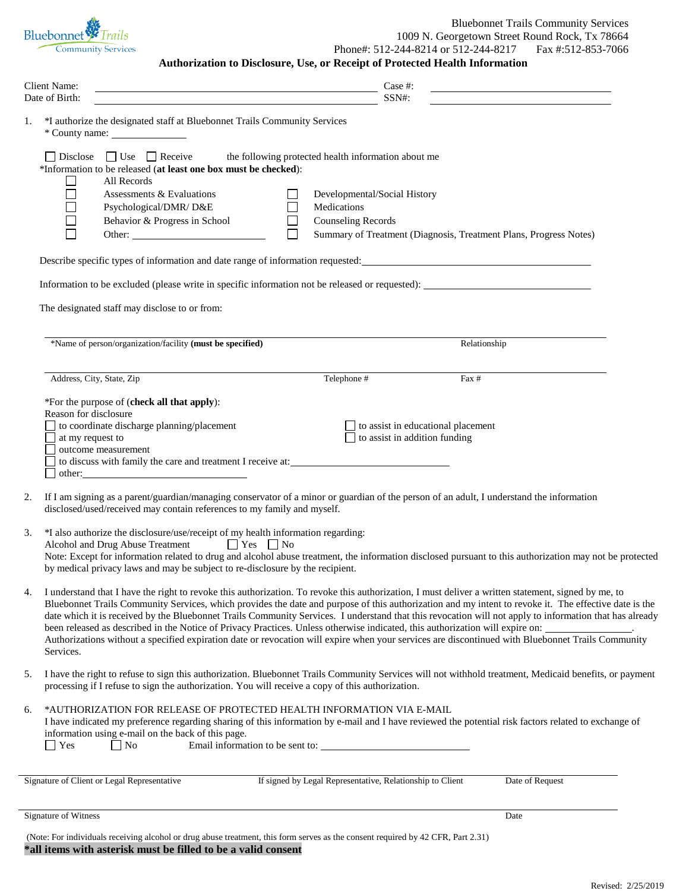Bluebonnet Trails Community Services

Bluebonnet Trails Community Services
1009 N. Georgetown Street Round Rock, Tx 78664
Phone#: 512-244-8214 or 512-244-8217 Fax #:512-853-7066

## Authorization to Disclosure, Use, or Receipt of Protected Health Information

Client Name: ______________________________ Case #: ______________________
Date of Birth: ______________________________ SSN#: ______________________

1. *I authorize the designated staff at Bluebonnet Trails Community Services
   * County name: ______________

   ☐ Disclose ☐ Use ☐ Receive the following protected health information about me

   *Information to be released (**at least one box must be checked**):

   ☐ All Records
   ☐ Assessments & Evaluations ☐ Developmental/Social History
   ☐ Psychological/DMR/ D&E ☐ Medications
   ☐ Behavior & Progress in School ☐ Counseling Records
   ☐ Other: ______________ ☐ Summary of Treatment (Diagnosis, Treatment Plans, Progress Notes)

   Describe specific types of information and date range of information requested: ______________________________

   Information to be excluded (please write in specific information not be released or requested): ______________________________

   The designated staff may disclose to or from:

   ______________________________________________________________
   *Name of person/organization/facility **(must be specified)** Relationship

   ______________________________________________________________
   Address, City, State, Zip Telephone # Fax #

   *For the purpose of (**check all that apply**):
   Reason for disclosure
   ☐ to coordinate discharge planning/placement ☐ to assist in educational placement
   ☐ at my request to ☐ to assist in addition funding
   ☐ outcome measurement
   ☐ to discuss with family the care and treatment I receive at: ______________________
   ☐ other: ______________________

2. If I am signing as a parent/guardian/managing conservator of a minor or guardian of the person of an adult, I understand the information disclosed/used/received may contain references to my family and myself.

3. *I also authorize the disclosure/use/receipt of my health information regarding:
   Alcohol and Drug Abuse Treatment ☐ Yes ☐ No
   Note: Except for information related to drug and alcohol abuse treatment, the information disclosed pursuant to this authorization may not be protected by medical privacy laws and may be subject to re-disclosure by the recipient.

4. I understand that I have the right to revoke this authorization. To revoke this authorization, I must deliver a written statement, signed by me, to Bluebonnet Trails Community Services, which provides the date and purpose of this authorization and my intent to revoke it. The effective date is the date which it is received by the Bluebonnet Trails Community Services. I understand that this revocation will not apply to information that has already been released as described in the Notice of Privacy Practices. Unless otherwise indicated, this authorization will expire on: ______________. Authorizations without a specified expiration date or revocation will expire when your services are discontinued with Bluebonnet Trails Community Services.

5. I have the right to refuse to sign this authorization. Bluebonnet Trails Community Services will not withhold treatment, Medicaid benefits, or payment processing if I refuse to sign the authorization. You will receive a copy of this authorization.

6. *AUTHORIZATION FOR RELEASE OF PROTECTED HEALTH INFORMATION VIA E-MAIL
   I have indicated my preference regarding sharing of this information by e-mail and I have reviewed the potential risk factors related to exchange of information using e-mail on the back of this page.
   ☐ Yes ☐ No Email information to be sent to: ______________________

______________________________________________________________
Signature of Client or Legal Representative If signed by Legal Representative, Relationship to Client Date of Request

______________________________________________________________
Signature of Witness Date

(Note: For individuals receiving alcohol or drug abuse treatment, this form serves as the consent required by 42 CFR, Part 2.31)

**\*all items with asterisk must be filled to be a valid consent**

Revised: 2/25/2019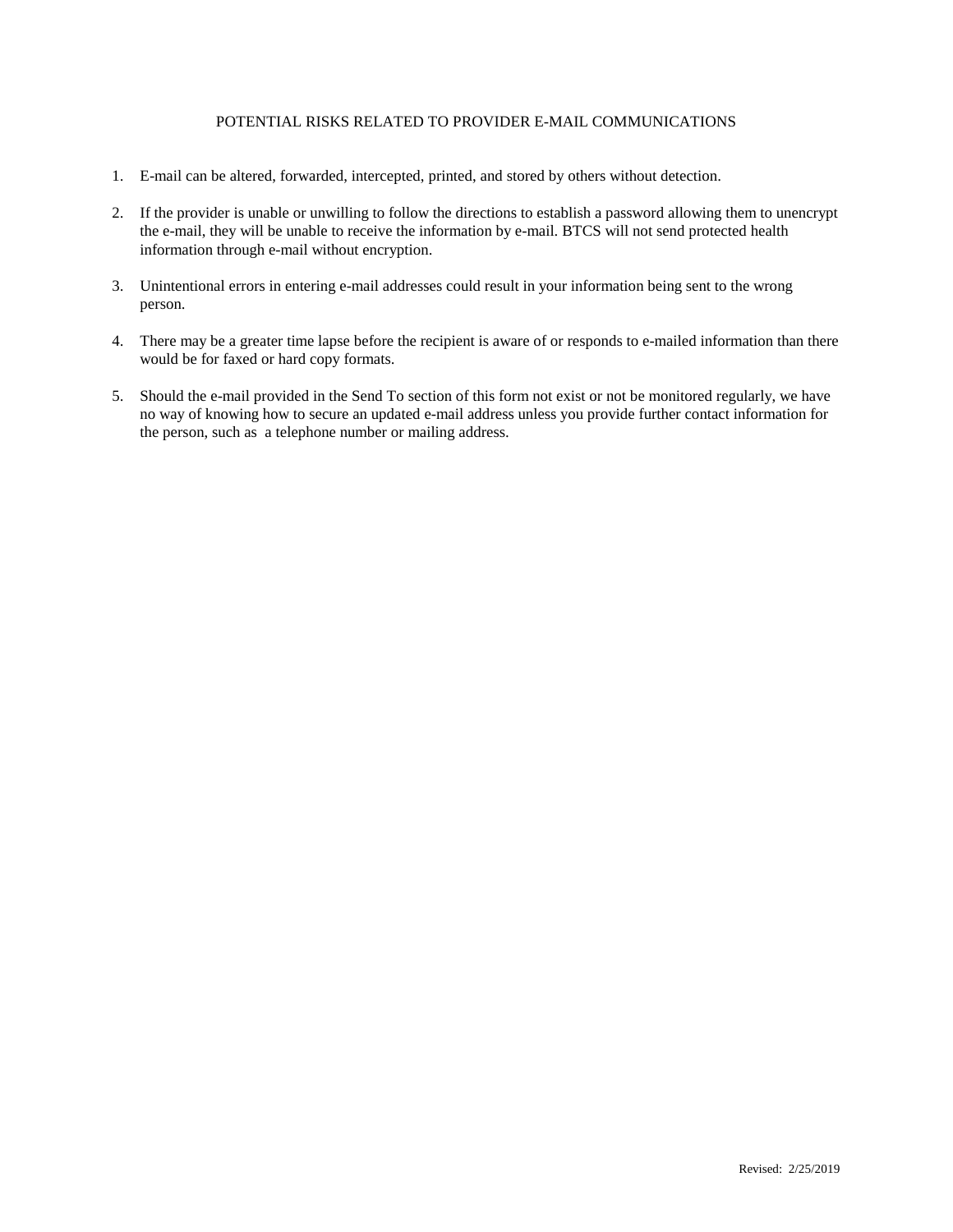# POTENTIAL RISKS RELATED TO PROVIDER E-MAIL COMMUNICATIONS

1. E-mail can be altered, forwarded, intercepted, printed, and stored by others without detection.

2. If the provider is unable or unwilling to follow the directions to establish a password allowing them to unencrypt the e-mail, they will be unable to receive the information by e-mail. BTCS will not send protected health information through e-mail without encryption.

3. Unintentional errors in entering e-mail addresses could result in your information being sent to the wrong person.

4. There may be a greater time lapse before the recipient is aware of or responds to e-mailed information than there would be for faxed or hard copy formats.

5. Should the e-mail provided in the Send To section of this form not exist or not be monitored regularly, we have no way of knowing how to secure an updated e-mail address unless you provide further contact information for the person, such as a telephone number or mailing address.

Revised: 2/25/2019